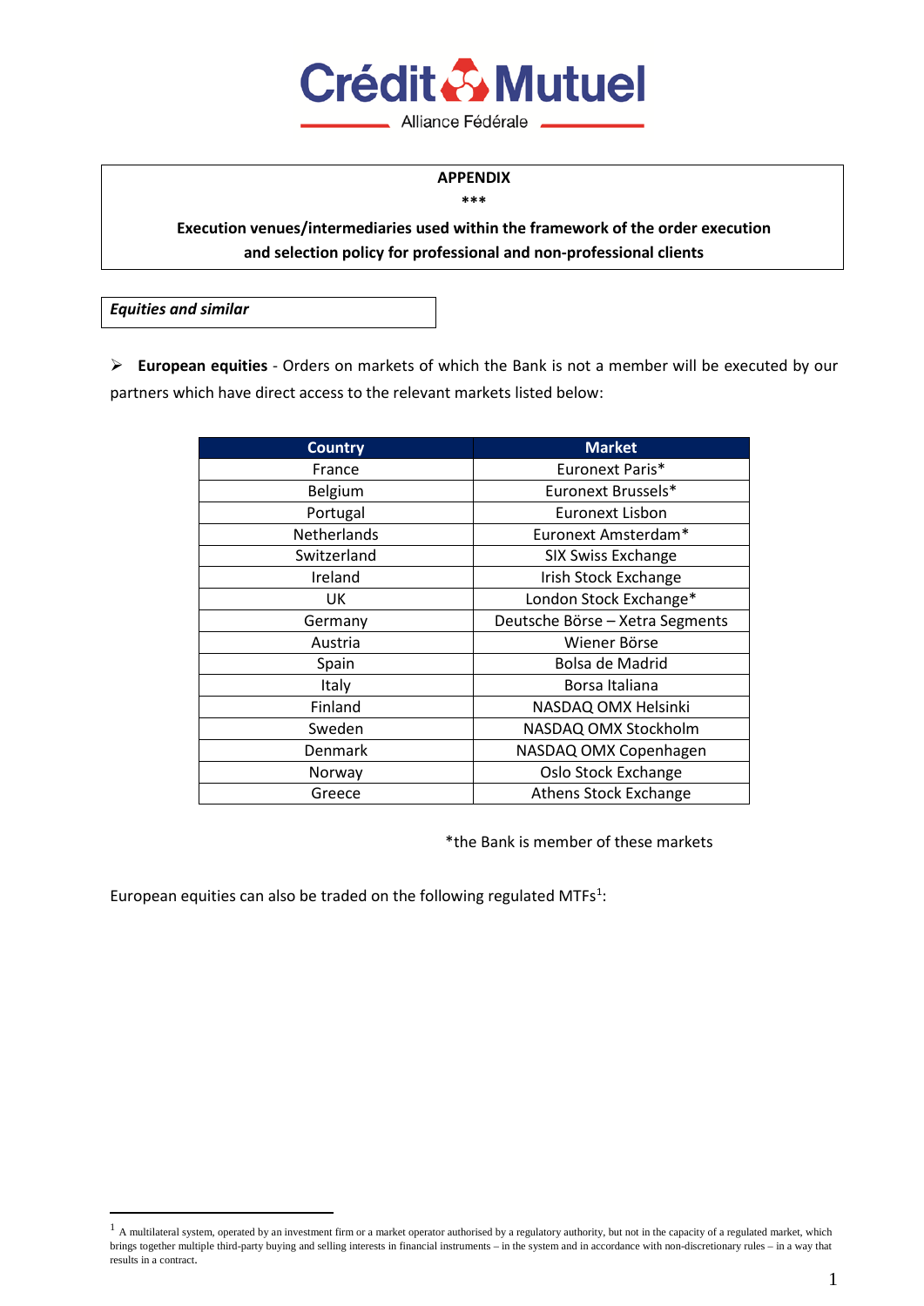**APPENDIX**

**\*\*\***

**Execution venues/intermediaries used within the framework of the order execution and selection policy for professional and non-professional clients**

***Equities and similar***

- **European equities** - Orders on markets of which the Bank is not a member will be executed by our partners which have direct access to the relevant markets listed below:

| Country | Market |
|---|---|
| France | Euronext Paris* |
| Belgium | Euronext Brussels* |
| Portugal | Euronext Lisbon |
| Netherlands | Euronext Amsterdam* |
| Switzerland | SIX Swiss Exchange |
| Ireland | Irish Stock Exchange |
| UK | London Stock Exchange* |
| Germany | Deutsche Börse – Xetra Segments |
| Austria | Wiener Börse |
| Spain | Bolsa de Madrid |
| Italy | Borsa Italiana |
| Finland | NASDAQ OMX Helsinki |
| Sweden | NASDAQ OMX Stockholm |
| Denmark | NASDAQ OMX Copenhagen |
| Norway | Oslo Stock Exchange |
| Greece | Athens Stock Exchange |

*the Bank is member of these markets

European equities can also be traded on the following regulated MTFs[1]:

[1] A multilateral system, operated by an investment firm or a market operator authorised by a regulatory authority, but not in the capacity of a regulated market, which brings together multiple third-party buying and selling interests in financial instruments – in the system and in accordance with non-discretionary rules – in a way that results in a contract.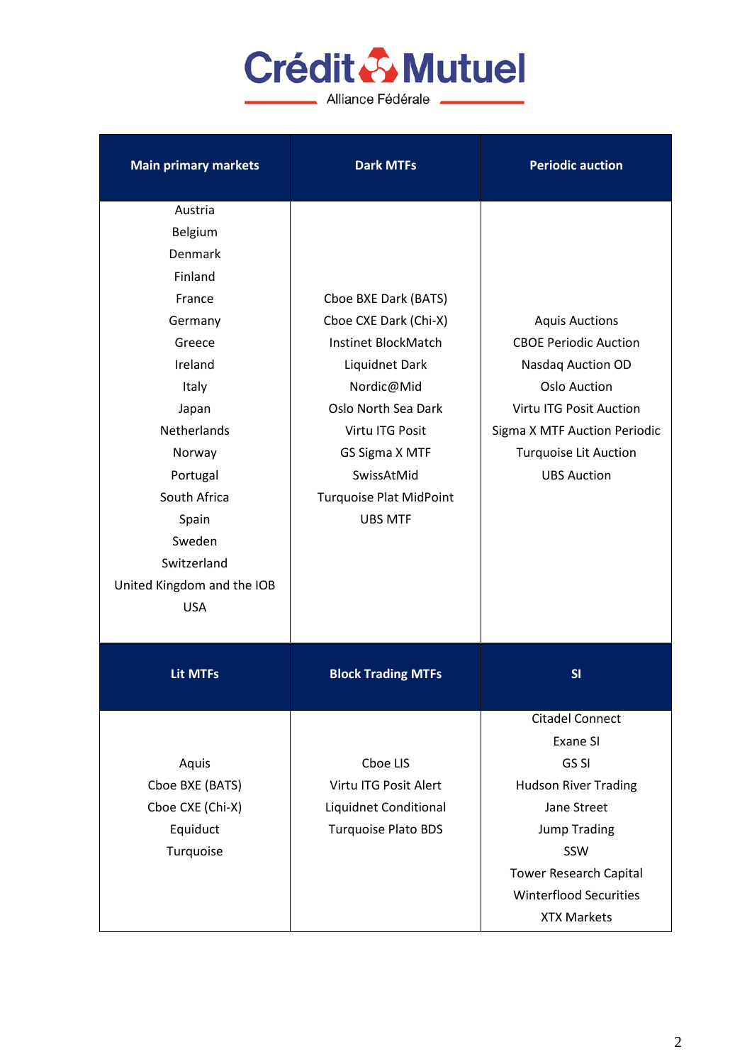Crédit Mutuel
Alliance Fédérale

| Main primary markets | Dark MTFs | Periodic auction |
|---|---|---|
| Austria<br>Belgium<br>Denmark<br>Finland<br>France<br>Germany<br>Greece<br>Ireland<br>Italy<br>Japan<br>Netherlands<br>Norway<br>Portugal<br>South Africa<br>Spain<br>Sweden<br>Switzerland<br>United Kingdom and the IOB<br>USA | Cboe BXE Dark (BATS)<br>Cboe CXE Dark (Chi-X)<br>Instinet BlockMatch<br>Liquidnet Dark<br>Nordic@Mid<br>Oslo North Sea Dark<br>Virtu ITG Posit<br>GS Sigma X MTF<br>SwissAtMid<br>Turquoise Plat MidPoint<br>UBS MTF | Aquis Auctions<br>CBOE Periodic Auction<br>Nasdaq Auction OD<br>Oslo Auction<br>Virtu ITG Posit Auction<br>Sigma X MTF Auction Periodic<br>Turquoise Lit Auction<br>UBS Auction |
| **Lit MTFs** | **Block Trading MTFs** | **SI** |
| Aquis<br>Cboe BXE (BATS)<br>Cboe CXE (Chi-X)<br>Equiduct<br>Turquoise | Cboe LIS<br>Virtu ITG Posit Alert<br>Liquidnet Conditional<br>Turquoise Plato BDS | Citadel Connect<br>Exane SI<br>GS SI<br>Hudson River Trading<br>Jane Street<br>Jump Trading<br>SSW<br>Tower Research Capital<br>Winterflood Securities<br>XTX Markets |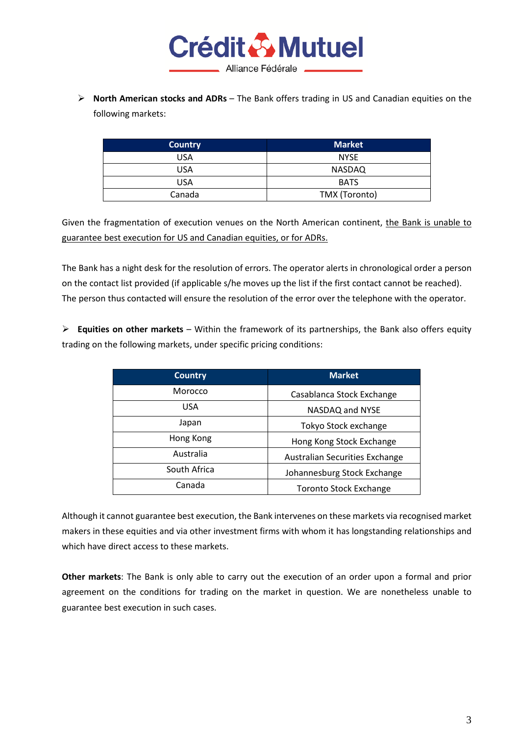- **North American stocks and ADRs** – The Bank offers trading in US and Canadian equities on the following markets:

| Country | Market |
|---|---|
| USA | NYSE |
| USA | NASDAQ |
| USA | BATS |
| Canada | TMX (Toronto) |

Given the fragmentation of execution venues on the North American continent, <u>the Bank is unable to guarantee best execution for US and Canadian equities, or for ADRs.</u>

The Bank has a night desk for the resolution of errors. The operator alerts in chronological order a person on the contact list provided (if applicable s/he moves up the list if the first contact cannot be reached). The person thus contacted will ensure the resolution of the error over the telephone with the operator.

- **Equities on other markets** – Within the framework of its partnerships, the Bank also offers equity trading on the following markets, under specific pricing conditions:

| Country | Market |
|---|---|
| Morocco | Casablanca Stock Exchange |
| USA | NASDAQ and NYSE |
| Japan | Tokyo Stock exchange |
| Hong Kong | Hong Kong Stock Exchange |
| Australia | Australian Securities Exchange |
| South Africa | Johannesburg Stock Exchange |
| Canada | Toronto Stock Exchange |

Although it cannot guarantee best execution, the Bank intervenes on these markets via recognised market makers in these equities and via other investment firms with whom it has longstanding relationships and which have direct access to these markets.

**Other markets**: The Bank is only able to carry out the execution of an order upon a formal and prior agreement on the conditions for trading on the market in question. We are nonetheless unable to guarantee best execution in such cases.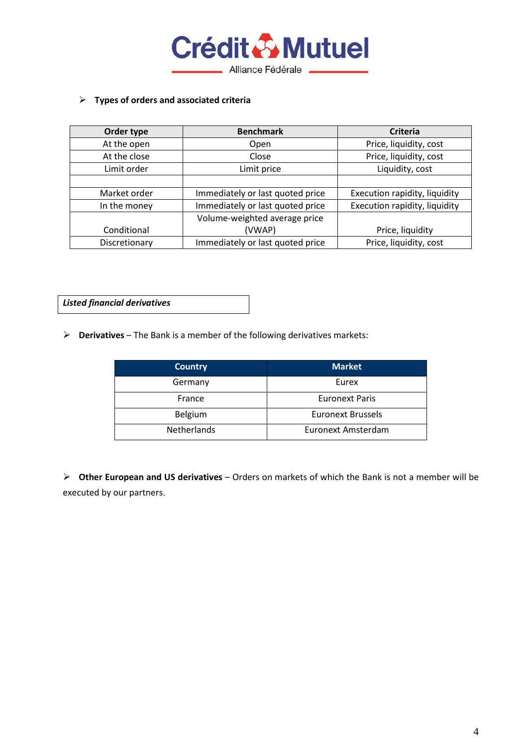- **Types of orders and associated criteria**

| Order type | Benchmark | Criteria |
|---|---|---|
| At the open | Open | Price, liquidity, cost |
| At the close | Close | Price, liquidity, cost |
| Limit order | Limit price | Liquidity, cost |
| | | |
| Market order | Immediately or last quoted price | Execution rapidity, liquidity |
| In the money | Immediately or last quoted price | Execution rapidity, liquidity |
| Conditional | Volume-weighted average price (VWAP) | Price, liquidity |
| Discretionary | Immediately or last quoted price | Price, liquidity, cost |

***Listed financial derivatives***

- **Derivatives** – The Bank is a member of the following derivatives markets:

| Country | Market |
|---|---|
| Germany | Eurex |
| France | Euronext Paris |
| Belgium | Euronext Brussels |
| Netherlands | Euronext Amsterdam |

- **Other European and US derivatives** – Orders on markets of which the Bank is not a member will be executed by our partners.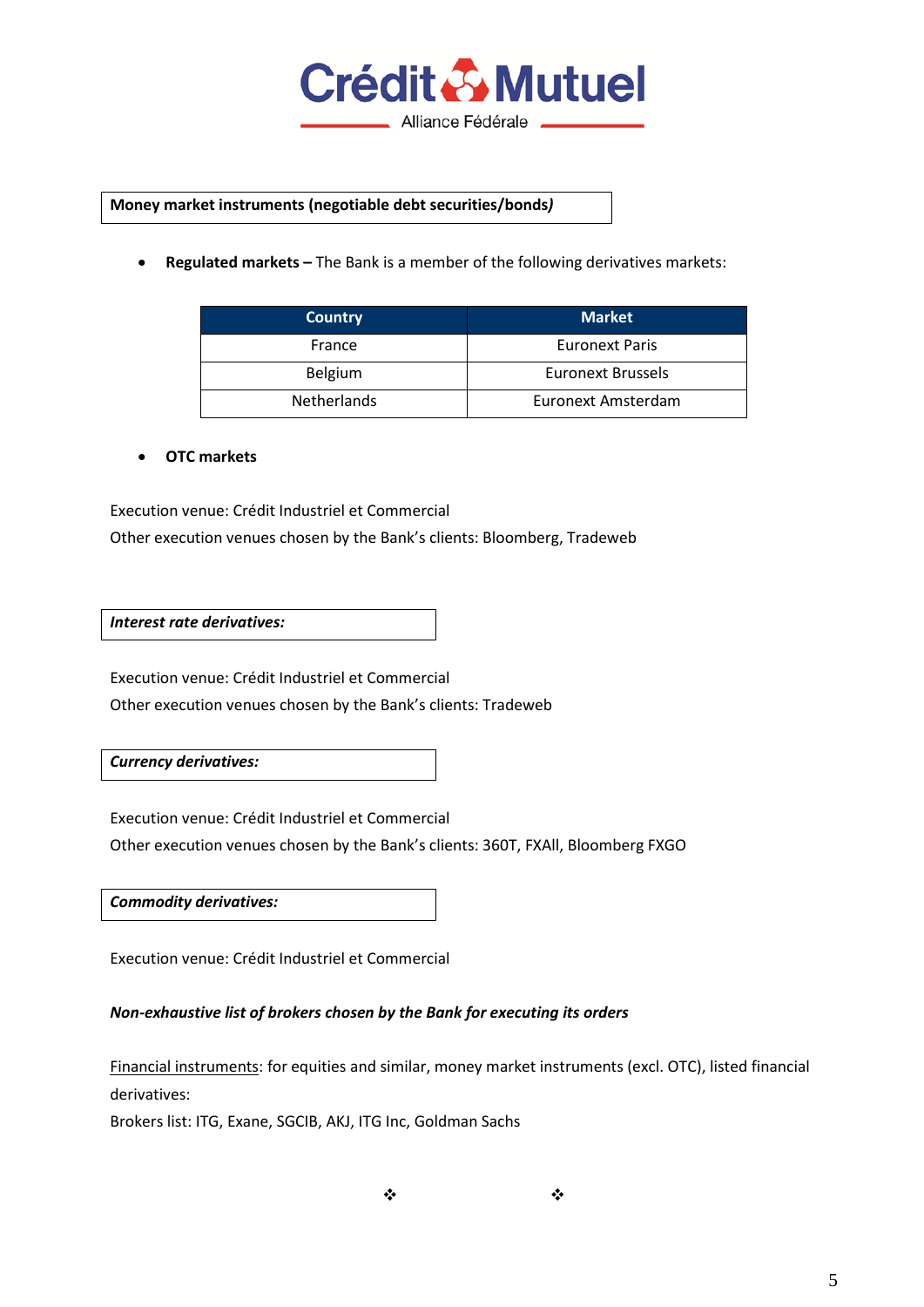**Money market instruments (negotiable debt securities/bonds*)***

- **Regulated markets –** The Bank is a member of the following derivatives markets:

| Country | Market |
|---|---|
| France | Euronext Paris |
| Belgium | Euronext Brussels |
| Netherlands | Euronext Amsterdam |

- **OTC markets**

Execution venue: Crédit Industriel et Commercial

Other execution venues chosen by the Bank's clients: Bloomberg, Tradeweb

***Interest rate derivatives:***

Execution venue: Crédit Industriel et Commercial

Other execution venues chosen by the Bank's clients: Tradeweb

***Currency derivatives:***

Execution venue: Crédit Industriel et Commercial

Other execution venues chosen by the Bank's clients: 360T, FXAll, Bloomberg FXGO

***Commodity derivatives:***

Execution venue: Crédit Industriel et Commercial

***Non-exhaustive list of brokers chosen by the Bank for executing its orders***

Financial instruments: for equities and similar, money market instruments (excl. OTC), listed financial derivatives:

Brokers list: ITG, Exane, SGCIB, AKJ, ITG Inc, Goldman Sachs

❖ ❖